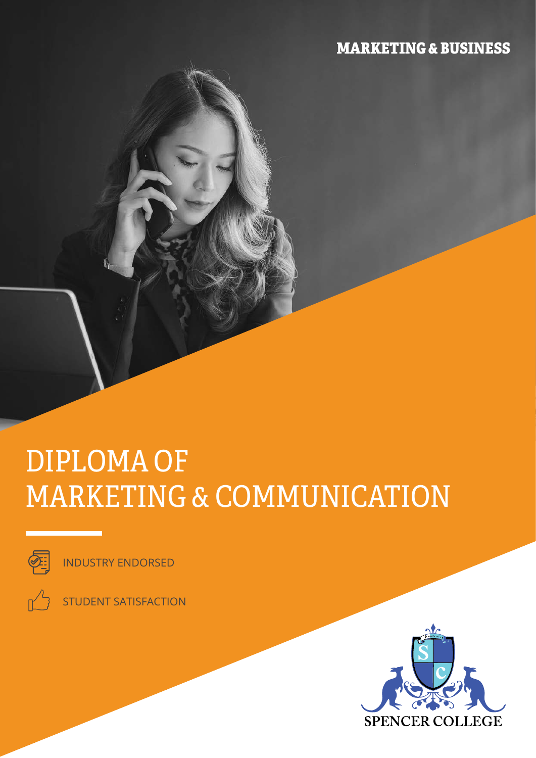MARKETING & BUSINESS

# DIPLOMA OF MARKETING & COMMUNICATION

INDUSTRY ENDORSED

STUDENT SATISFACTION

SPENCER COLLEGE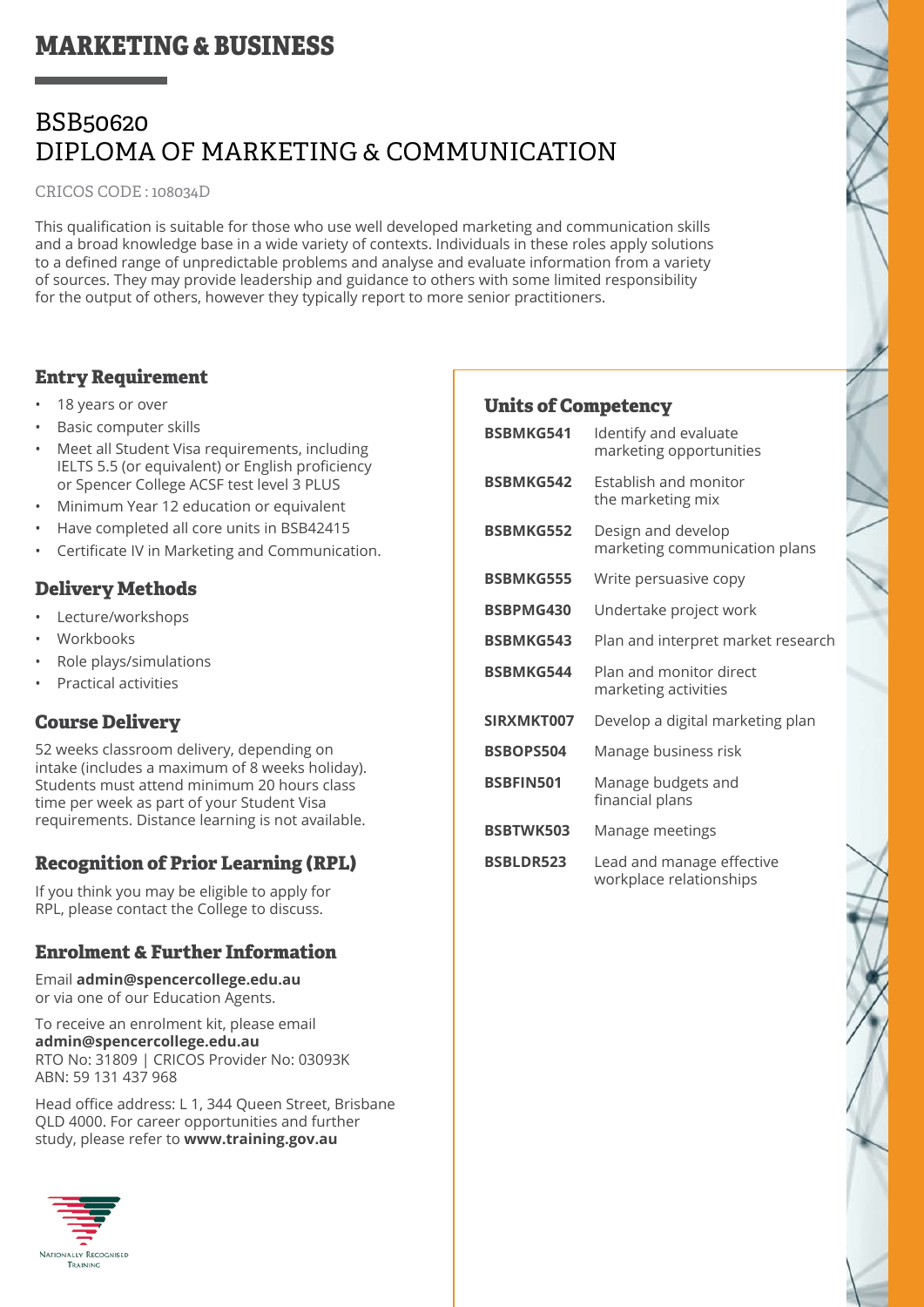# MARKETING & BUSINESS

## BSB50620
## DIPLOMA OF MARKETING & COMMUNICATION

CRICOS CODE : 108034D

This qualification is suitable for those who use well developed marketing and communication skills and a broad knowledge base in a wide variety of contexts. Individuals in these roles apply solutions to a defined range of unpredictable problems and analyse and evaluate information from a variety of sources. They may provide leadership and guidance to others with some limited responsibility for the output of others, however they typically report to more senior practitioners.

### Entry Requirement

- 18 years or over
- Basic computer skills
- Meet all Student Visa requirements, including IELTS 5.5 (or equivalent) or English proficiency or Spencer College ACSF test level 3 PLUS
- Minimum Year 12 education or equivalent
- Have completed all core units in BSB42415
- Certificate IV in Marketing and Communication.

### Delivery Methods

- Lecture/workshops
- Workbooks
- Role plays/simulations
- Practical activities

### Course Delivery

52 weeks classroom delivery, depending on intake (includes a maximum of 8 weeks holiday). Students must attend minimum 20 hours class time per week as part of your Student Visa requirements. Distance learning is not available.

### Recognition of Prior Learning (RPL)

If you think you may be eligible to apply for RPL, please contact the College to discuss.

### Enrolment & Further Information

Email **admin@spencercollege.edu.au** or via one of our Education Agents.

To receive an enrolment kit, please email **admin@spencercollege.edu.au**
RTO No: 31809 | CRICOS Provider No: 03093K
ABN: 59 131 437 968

Head office address: L 1, 344 Queen Street, Brisbane QLD 4000. For career opportunities and further study, please refer to **www.training.gov.au**

Nationally Recognised Training

### Units of Competency

| | |
|---|---|
| **BSBMKG541** | Identify and evaluate marketing opportunities |
| **BSBMKG542** | Establish and monitor the marketing mix |
| **BSBMKG552** | Design and develop marketing communication plans |
| **BSBMKG555** | Write persuasive copy |
| **BSBPMG430** | Undertake project work |
| **BSBMKG543** | Plan and interpret market research |
| **BSBMKG544** | Plan and monitor direct marketing activities |
| **SIRXMKT007** | Develop a digital marketing plan |
| **BSBOPS504** | Manage business risk |
| **BSBFIN501** | Manage budgets and financial plans |
| **BSBTWK503** | Manage meetings |
| **BSBLDR523** | Lead and manage effective workplace relationships |